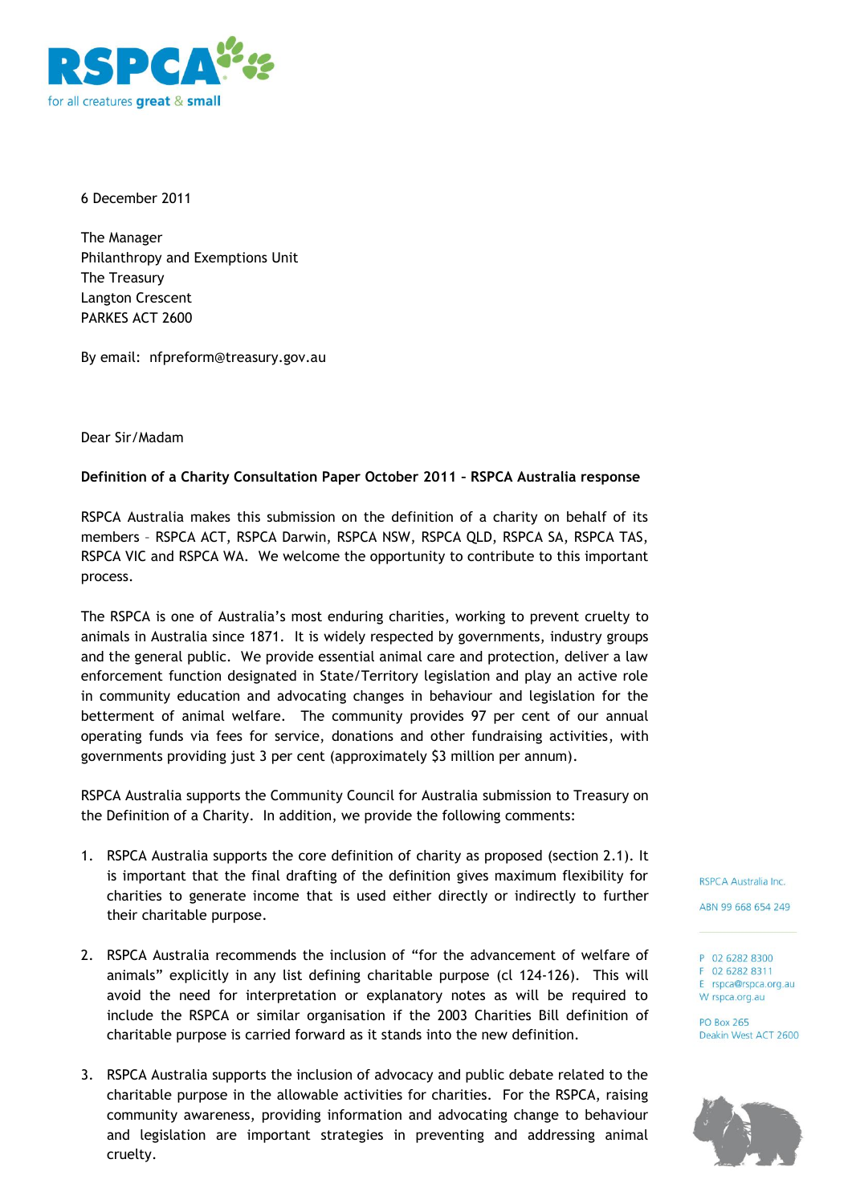RSPCA
for all creatures great & small

6 December 2011

The Manager
Philanthropy and Exemptions Unit
The Treasury
Langton Crescent
PARKES ACT 2600

By email: nfpreform@treasury.gov.au

Dear Sir/Madam

**Definition of a Charity Consultation Paper October 2011 – RSPCA Australia response**

RSPCA Australia makes this submission on the definition of a charity on behalf of its members – RSPCA ACT, RSPCA Darwin, RSPCA NSW, RSPCA QLD, RSPCA SA, RSPCA TAS, RSPCA VIC and RSPCA WA. We welcome the opportunity to contribute to this important process.

The RSPCA is one of Australia's most enduring charities, working to prevent cruelty to animals in Australia since 1871. It is widely respected by governments, industry groups and the general public. We provide essential animal care and protection, deliver a law enforcement function designated in State/Territory legislation and play an active role in community education and advocating changes in behaviour and legislation for the betterment of animal welfare. The community provides 97 per cent of our annual operating funds via fees for service, donations and other fundraising activities, with governments providing just 3 per cent (approximately $3 million per annum).

RSPCA Australia supports the Community Council for Australia submission to Treasury on the Definition of a Charity. In addition, we provide the following comments:

1. RSPCA Australia supports the core definition of charity as proposed (section 2.1). It is important that the final drafting of the definition gives maximum flexibility for charities to generate income that is used either directly or indirectly to further their charitable purpose.

2. RSPCA Australia recommends the inclusion of "for the advancement of welfare of animals" explicitly in any list defining charitable purpose (cl 124-126). This will avoid the need for interpretation or explanatory notes as will be required to include the RSPCA or similar organisation if the 2003 Charities Bill definition of charitable purpose is carried forward as it stands into the new definition.

3. RSPCA Australia supports the inclusion of advocacy and public debate related to the charitable purpose in the allowable activities for charities. For the RSPCA, raising community awareness, providing information and advocating change to behaviour and legislation are important strategies in preventing and addressing animal cruelty.

RSPCA Australia Inc.

ABN 99 668 654 249

P 02 6282 8300
F 02 6282 8311
E rspca@rspca.org.au
W rspca.org.au

PO Box 265
Deakin West ACT 2600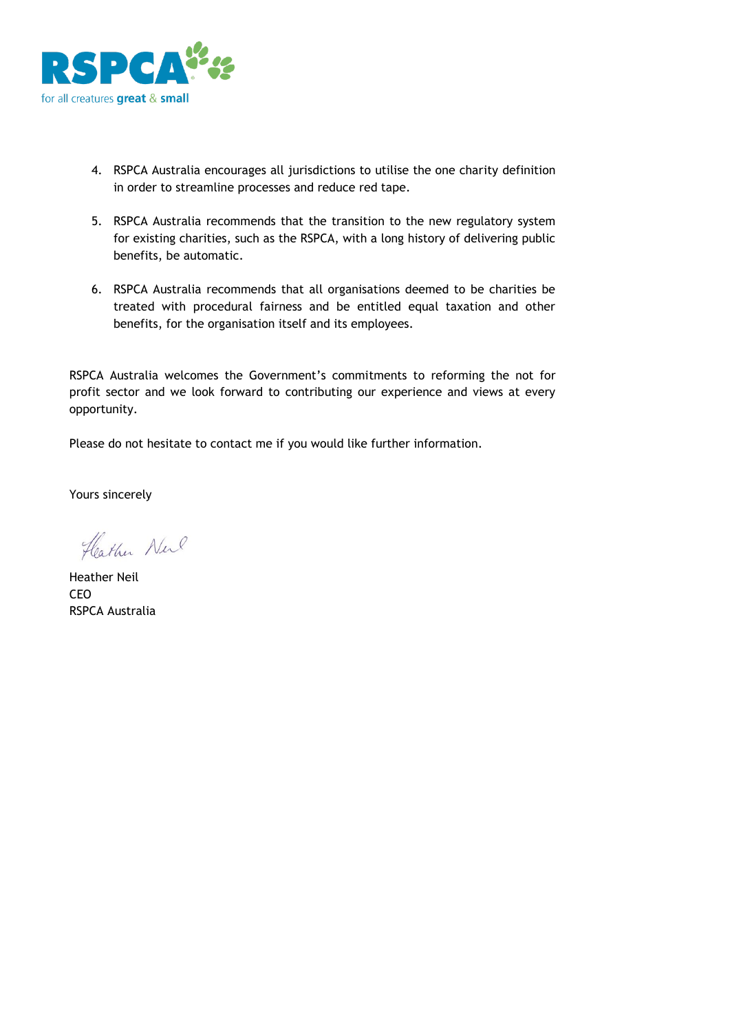4. RSPCA Australia encourages all jurisdictions to utilise the one charity definition in order to streamline processes and reduce red tape.

5. RSPCA Australia recommends that the transition to the new regulatory system for existing charities, such as the RSPCA, with a long history of delivering public benefits, be automatic.

6. RSPCA Australia recommends that all organisations deemed to be charities be treated with procedural fairness and be entitled equal taxation and other benefits, for the organisation itself and its employees.

RSPCA Australia welcomes the Government's commitments to reforming the not for profit sector and we look forward to contributing our experience and views at every opportunity.

Please do not hesitate to contact me if you would like further information.

Yours sincerely

Heather Neil
CEO
RSPCA Australia